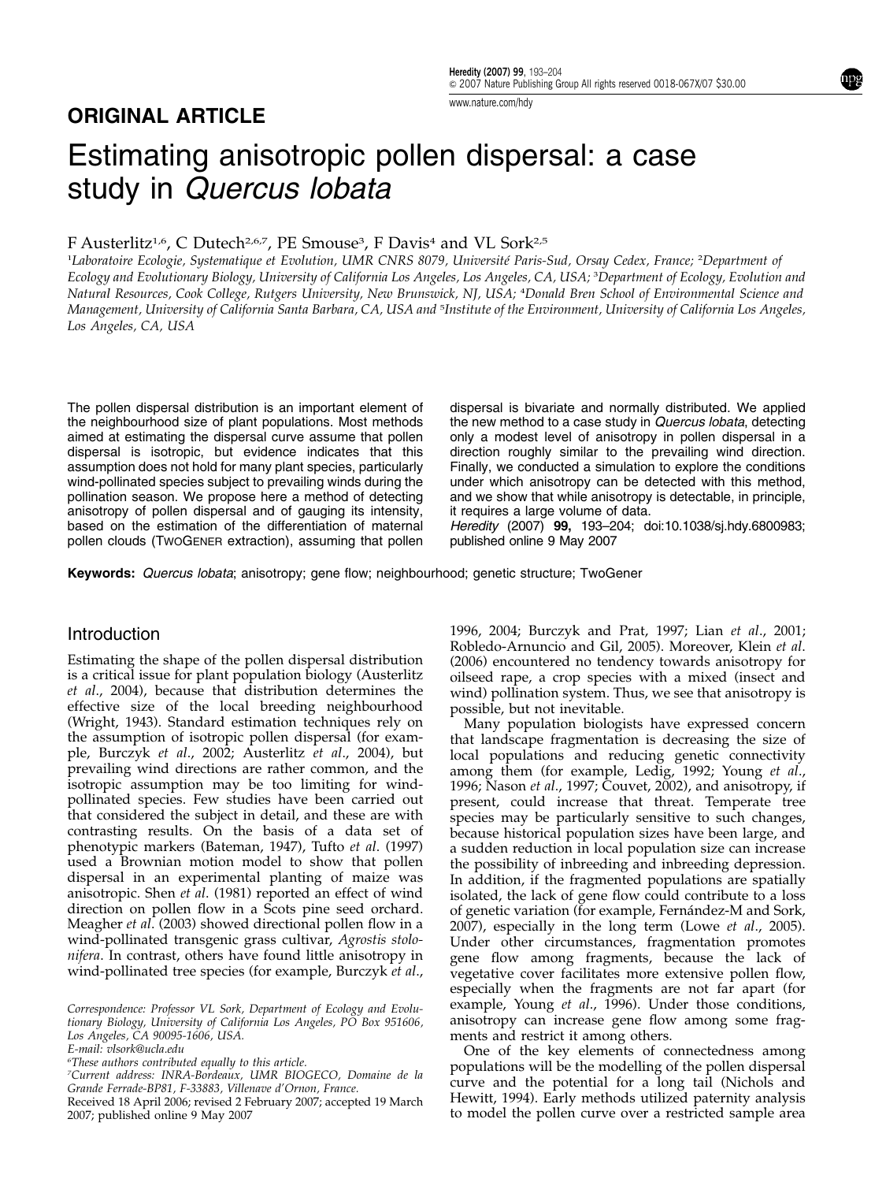## ORIGINAL ARTICLE

# Estimating anisotropic pollen dispersal: a case study in *Quercus lobata*

F Austerlitz[1,6], C Dutech[2,6,7], PE Smouse[3], F Davis[4] and VL Sork[2,5]

[1]Laboratoire Ecologie, Systematique et Evolution, UMR CNRS 8079, Université Paris-Sud, Orsay Cedex, France; [2]Department of Ecology and Evolutionary Biology, University of California Los Angeles, Los Angeles, CA, USA; [3]Department of Ecology, Evolution and Natural Resources, Cook College, Rutgers University, New Brunswick, NJ, USA; [4]Donald Bren School of Environmental Science and Management, University of California Santa Barbara, CA, USA and [5]Institute of the Environment, University of California Los Angeles, Los Angeles, CA, USA

The pollen dispersal distribution is an important element of the neighbourhood size of plant populations. Most methods aimed at estimating the dispersal curve assume that pollen dispersal is isotropic, but evidence indicates that this assumption does not hold for many plant species, particularly wind-pollinated species subject to prevailing winds during the pollination season. We propose here a method of detecting anisotropy of pollen dispersal and of gauging its intensity, based on the estimation of the differentiation of maternal pollen clouds (TwoGener extraction), assuming that pollen dispersal is bivariate and normally distributed. We applied the new method to a case study in *Quercus lobata*, detecting only a modest level of anisotropy in pollen dispersal in a direction roughly similar to the prevailing wind direction. Finally, we conducted a simulation to explore the conditions under which anisotropy can be detected with this method, and we show that while anisotropy is detectable, in principle, it requires a large volume of data.

*Heredity* (2007) **99**, 193–204; doi:10.1038/sj.hdy.6800983; published online 9 May 2007

**Keywords:** *Quercus lobata*; anisotropy; gene flow; neighbourhood; genetic structure; TwoGener

## Introduction

Estimating the shape of the pollen dispersal distribution is a critical issue for plant population biology (Austerlitz *et al*., 2004), because that distribution determines the effective size of the local breeding neighbourhood (Wright, 1943). Standard estimation techniques rely on the assumption of isotropic pollen dispersal (for example, Burczyk *et al*., 2002; Austerlitz *et al*., 2004), but prevailing wind directions are rather common, and the isotropic assumption may be too limiting for wind-pollinated species. Few studies have been carried out that considered the subject in detail, and these are with contrasting results. On the basis of a data set of phenotypic markers (Bateman, 1947), Tufto *et al*. (1997) used a Brownian motion model to show that pollen dispersal in an experimental planting of maize was anisotropic. Shen *et al*. (1981) reported an effect of wind direction on pollen flow in a Scots pine seed orchard. Meagher *et al*. (2003) showed directional pollen flow in a wind-pollinated transgenic grass cultivar, *Agrostis stolonifera*. In contrast, others have found little anisotropy in wind-pollinated tree species (for example, Burczyk *et al*., 1996, 2004; Burczyk and Prat, 1997; Lian *et al*., 2001; Robledo-Arnuncio and Gil, 2005). Moreover, Klein *et al*. (2006) encountered no tendency towards anisotropy for oilseed rape, a crop species with a mixed (insect and wind) pollination system. Thus, we see that anisotropy is possible, but not inevitable.

Many population biologists have expressed concern that landscape fragmentation is decreasing the size of local populations and reducing genetic connectivity among them (for example, Ledig, 1992; Young *et al*., 1996; Nason *et al*., 1997; Couvet, 2002), and anisotropy, if present, could increase that threat. Temperate tree species may be particularly sensitive to such changes, because historical population sizes have been large, and a sudden reduction in local population size can increase the possibility of inbreeding and inbreeding depression. In addition, if the fragmented populations are spatially isolated, the lack of gene flow could contribute to a loss of genetic variation (for example, Fernández-M and Sork, 2007), especially in the long term (Lowe *et al*., 2005). Under other circumstances, fragmentation promotes gene flow among fragments, because the lack of vegetative cover facilitates more extensive pollen flow, especially when the fragments are not far apart (for example, Young *et al*., 1996). Under those conditions, anisotropy can increase gene flow among some fragments and restrict it among others.

One of the key elements of connectedness among populations will be the modelling of the pollen dispersal curve and the potential for a long tail (Nichols and Hewitt, 1994). Early methods utilized paternity analysis to model the pollen curve over a restricted sample area

Correspondence: Professor VL Sork, Department of Ecology and Evolutionary Biology, University of California Los Angeles, PO Box 951606, Los Angeles, CA 90095-1606, USA.
E-mail: vlsork@ucla.edu

[6]These authors contributed equally to this article.

[7]Current address: INRA-Bordeaux, UMR BIOGECO, Domaine de la Grande Ferrade-BP81, F-33883, Villenave d'Ornon, France.

Received 18 April 2006; revised 2 February 2007; accepted 19 March 2007; published online 9 May 2007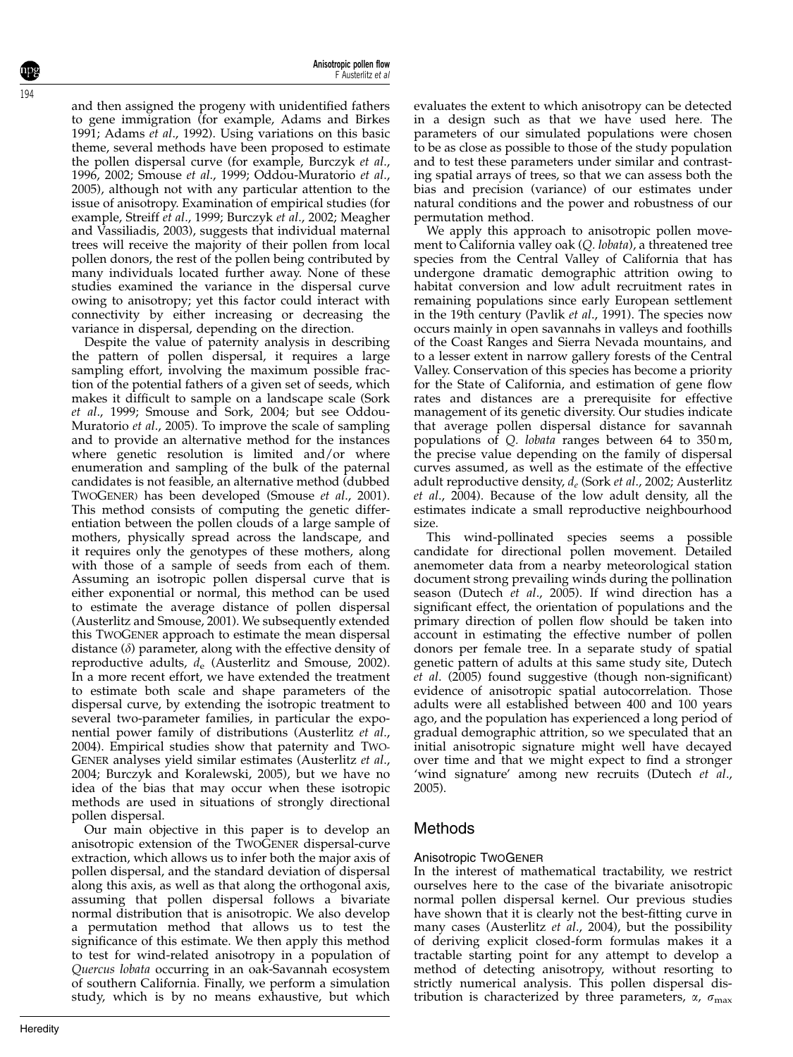and then assigned the progeny with unidentified fathers to gene immigration (for example, Adams and Birkes 1991; Adams *et al*., 1992). Using variations on this basic theme, several methods have been proposed to estimate the pollen dispersal curve (for example, Burczyk *et al*., 1996, 2002; Smouse *et al*., 1999; Oddou-Muratorio *et al*., 2005), although not with any particular attention to the issue of anisotropy. Examination of empirical studies (for example, Streiff *et al*., 1999; Burczyk *et al*., 2002; Meagher and Vassiliadis, 2003), suggests that individual maternal trees will receive the majority of their pollen from local pollen donors, the rest of the pollen being contributed by many individuals located further away. None of these studies examined the variance in the dispersal curve owing to anisotropy; yet this factor could interact with connectivity by either increasing or decreasing the variance in dispersal, depending on the direction.

Despite the value of paternity analysis in describing the pattern of pollen dispersal, it requires a large sampling effort, involving the maximum possible fraction of the potential fathers of a given set of seeds, which makes it difficult to sample on a landscape scale (Sork *et al*., 1999; Smouse and Sork, 2004; but see Oddou-Muratorio *et al*., 2005). To improve the scale of sampling and to provide an alternative method for the instances where genetic resolution is limited and/or where enumeration and sampling of the bulk of the paternal candidates is not feasible, an alternative method (dubbed TwoGener) has been developed (Smouse *et al*., 2001). This method consists of computing the genetic differentiation between the pollen clouds of a large sample of mothers, physically spread across the landscape, and it requires only the genotypes of these mothers, along with those of a sample of seeds from each of them. Assuming an isotropic pollen dispersal curve that is either exponential or normal, this method can be used to estimate the average distance of pollen dispersal (Austerlitz and Smouse, 2001). We subsequently extended this TwoGener approach to estimate the mean dispersal distance ($\delta$) parameter, along with the effective density of reproductive adults, $d_e$ (Austerlitz and Smouse, 2002). In a more recent effort, we have extended the treatment to estimate both scale and shape parameters of the dispersal curve, by extending the isotropic treatment to several two-parameter families, in particular the exponential power family of distributions (Austerlitz *et al*., 2004). Empirical studies show that paternity and TwoGener analyses yield similar estimates (Austerlitz *et al*., 2004; Burczyk and Koralewski, 2005), but we have no idea of the bias that may occur when these isotropic methods are used in situations of strongly directional pollen dispersal.

Our main objective in this paper is to develop an anisotropic extension of the TwoGener dispersal-curve extraction, which allows us to infer both the major axis of pollen dispersal, and the standard deviation of dispersal along this axis, as well as that along the orthogonal axis, assuming that pollen dispersal follows a bivariate normal distribution that is anisotropic. We also develop a permutation method that allows us to test the significance of this estimate. We then apply this method to test for wind-related anisotropy in a population of *Quercus lobata* occurring in an oak-Savannah ecosystem of southern California. Finally, we perform a simulation study, which is by no means exhaustive, but which evaluates the extent to which anisotropy can be detected in a design such as that we have used here. The parameters of our simulated populations were chosen to be as close as possible to those of the study population and to test these parameters under similar and contrasting spatial arrays of trees, so that we can assess both the bias and precision (variance) of our estimates under natural conditions and the power and robustness of our permutation method.

We apply this approach to anisotropic pollen movement to California valley oak (*Q. lobata*), a threatened tree species from the Central Valley of California that has undergone dramatic demographic attrition owing to habitat conversion and low adult recruitment rates in remaining populations since early European settlement in the 19th century (Pavlik *et al*., 1991). The species now occurs mainly in open savannahs in valleys and foothills of the Coast Ranges and Sierra Nevada mountains, and to a lesser extent in narrow gallery forests of the Central Valley. Conservation of this species has become a priority for the State of California, and estimation of gene flow rates and distances are a prerequisite for effective management of its genetic diversity. Our studies indicate that average pollen dispersal distance for savannah populations of *Q. lobata* ranges between 64 to 350 m, the precise value depending on the family of dispersal curves assumed, as well as the estimate of the effective adult reproductive density, $d_e$ (Sork *et al*., 2002; Austerlitz *et al*., 2004). Because of the low adult density, all the estimates indicate a small reproductive neighbourhood size.

This wind-pollinated species seems a possible candidate for directional pollen movement. Detailed anemometer data from a nearby meteorological station document strong prevailing winds during the pollination season (Dutech *et al*., 2005). If wind direction has a significant effect, the orientation of populations and the primary direction of pollen flow should be taken into account in estimating the effective number of pollen donors per female tree. In a separate study of spatial genetic pattern of adults at this same study site, Dutech *et al*. (2005) found suggestive (though non-significant) evidence of anisotropic spatial autocorrelation. Those adults were all established between 400 and 100 years ago, and the population has experienced a long period of gradual demographic attrition, so we speculated that an initial anisotropic signature might well have decayed over time and that we might expect to find a stronger 'wind signature' among new recruits (Dutech *et al*., 2005).

## Methods

### Anisotropic TwoGener

In the interest of mathematical tractability, we restrict ourselves here to the case of the bivariate anisotropic normal pollen dispersal kernel. Our previous studies have shown that it is clearly not the best-fitting curve in many cases (Austerlitz *et al*., 2004), but the possibility of deriving explicit closed-form formulas makes it a tractable starting point for any attempt to develop a method of detecting anisotropy, without resorting to strictly numerical analysis. This pollen dispersal distribution is characterized by three parameters, $\alpha$, $\sigma_{\max}$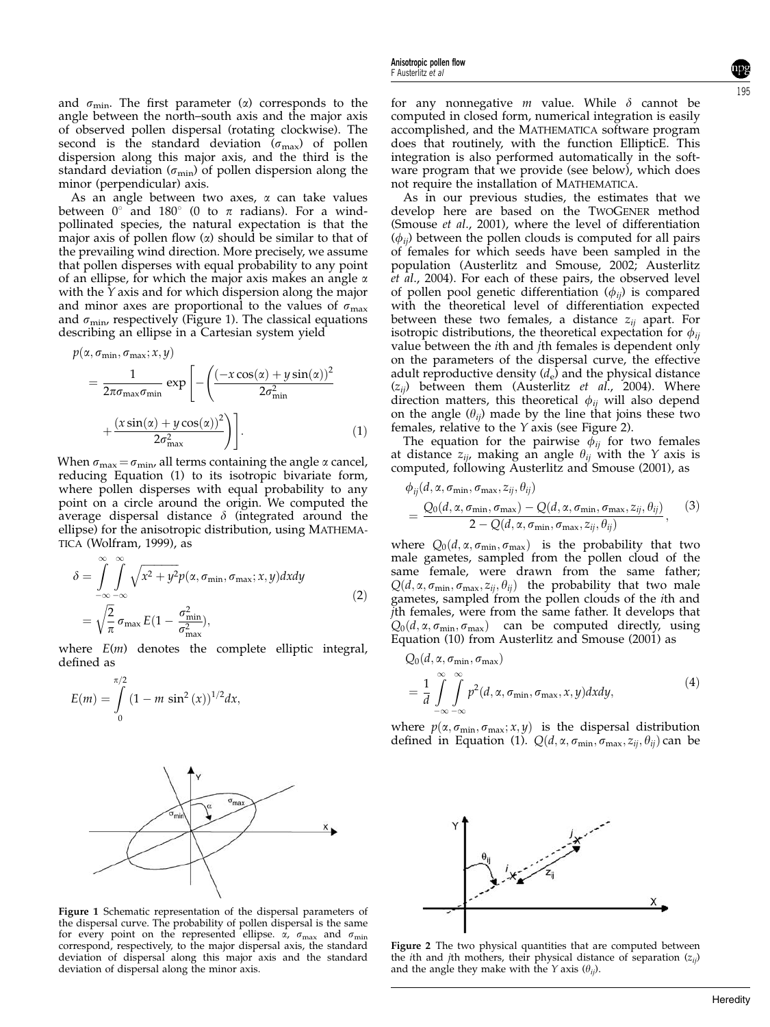and $\sigma_{\min}$. The first parameter ($\alpha$) corresponds to the angle between the north–south axis and the major axis of observed pollen dispersal (rotating clockwise). The second is the standard deviation ($\sigma_{\max}$) of pollen dispersion along this major axis, and the third is the standard deviation ($\sigma_{\min}$) of pollen dispersion along the minor (perpendicular) axis.

As an angle between two axes, $\alpha$ can take values between 0° and 180° (0 to $\pi$ radians). For a wind-pollinated species, the natural expectation is that the major axis of pollen flow ($\alpha$) should be similar to that of the prevailing wind direction. More precisely, we assume that pollen disperses with equal probability to any point of an ellipse, for which the major axis makes an angle $\alpha$ with the $Y$ axis and for which dispersion along the major and minor axes are proportional to the values of $\sigma_{\max}$ and $\sigma_{\min}$, respectively (Figure 1). The classical equations describing an ellipse in a Cartesian system yield

$$p(\alpha, \sigma_{\min}, \sigma_{\max}; x, y) = \frac{1}{2\pi\sigma_{\max}\sigma_{\min}} \exp\left[-\left(\frac{(-x\cos(\alpha) + y\sin(\alpha))^2}{2\sigma_{\min}^2} + \frac{(x\sin(\alpha) + y\cos(\alpha))^2}{2\sigma_{\max}^2}\right)\right]. \quad (1)$$

When $\sigma_{\max} = \sigma_{\min}$, all terms containing the angle $\alpha$ cancel, reducing Equation (1) to its isotropic bivariate form, where pollen disperses with equal probability to any point on a circle around the origin. We computed the average dispersal distance $\delta$ (integrated around the ellipse) for the anisotropic distribution, using MATHEMATICA (Wolfram, 1999), as

$$\delta = \int_{-\infty}^{\infty}\int_{-\infty}^{\infty} \sqrt{x^2 + y^2}\, p(\alpha, \sigma_{\min}, \sigma_{\max}; x, y)\,dx\,dy = \sqrt{\frac{2}{\pi}}\,\sigma_{\max}\, E\left(1 - \frac{\sigma_{\min}^2}{\sigma_{\max}^2}\right), \quad (2)$$

where $E(m)$ denotes the complete elliptic integral, defined as

$$E(m) = \int_0^{\pi/2} (1 - m\sin^2(x))^{1/2}\,dx,$$

for any nonnegative $m$ value. While $\delta$ cannot be computed in closed form, numerical integration is easily accomplished, and the MATHEMATICA software program does that routinely, with the function EllipticE. This integration is also performed automatically in the software program that we provide (see below), which does not require the installation of MATHEMATICA.

As in our previous studies, the estimates that we develop here are based on the TWOGENER method (Smouse *et al.*, 2001), where the level of differentiation ($\phi_{ij}$) between the pollen clouds is computed for all pairs of females for which seeds have been sampled in the population (Austerlitz and Smouse, 2002; Austerlitz *et al.*, 2004). For each of these pairs, the observed level of pollen pool genetic differentiation ($\phi_{ij}$) is compared with the theoretical level of differentiation expected between these two females, a distance $z_{ij}$ apart. For isotropic distributions, the theoretical expectation for $\phi_{ij}$ value between the $i$th and $j$th females is dependent only on the parameters of the dispersal curve, the effective adult reproductive density ($d_e$) and the physical distance ($z_{ij}$) between them (Austerlitz *et al.*, 2004). Where direction matters, this theoretical $\phi_{ij}$ will also depend on the angle ($\theta_{ij}$) made by the line that joins these two females, relative to the $Y$ axis (see Figure 2).

The equation for the pairwise $\phi_{ij}$ for two females at distance $z_{ij}$, making an angle $\theta_{ij}$ with the $Y$ axis is computed, following Austerlitz and Smouse (2001), as

$$\phi_{ij}(d, \alpha, \sigma_{\min}, \sigma_{\max}, z_{ij}, \theta_{ij}) = \frac{Q_0(d, \alpha, \sigma_{\min}, \sigma_{\max}) - Q(d, \alpha, \sigma_{\min}, \sigma_{\max}, z_{ij}, \theta_{ij})}{2 - Q(d, \alpha, \sigma_{\min}, \sigma_{\max}, z_{ij}, \theta_{ij})}, \quad (3)$$

where $Q_0(d, \alpha, \sigma_{\min}, \sigma_{\max})$ is the probability that two male gametes, sampled from the pollen cloud of the same female, were drawn from the same father; $Q(d, \alpha, \sigma_{\min}, \sigma_{\max}, z_{ij}, \theta_{ij})$ the probability that two male gametes, sampled from the pollen clouds of the $i$th and $j$th females, were from the same father. It develops that $Q_0(d, \alpha, \sigma_{\min}, \sigma_{\max})$ can be computed directly, using Equation (10) from Austerlitz and Smouse (2001) as

$$Q_0(d, \alpha, \sigma_{\min}, \sigma_{\max}) = \frac{1}{d}\int_{-\infty}^{\infty}\int_{-\infty}^{\infty} p^2(d, \alpha, \sigma_{\min}, \sigma_{\max}, x, y)\,dx\,dy, \quad (4)$$

where $p(\alpha, \sigma_{\min}, \sigma_{\max}; x, y)$ is the dispersal distribution defined in Equation (1). $Q(d, \alpha, \sigma_{\min}, \sigma_{\max}, z_{ij}, \theta_{ij})$ can be

**Figure 1** Schematic representation of the dispersal parameters of the dispersal curve. The probability of pollen dispersal is the same for every point on the represented ellipse. $\alpha$, $\sigma_{\max}$ and $\sigma_{\min}$ correspond, respectively, to the major dispersal axis, the standard deviation of dispersal along this major axis and the standard deviation of dispersal along the minor axis.

**Figure 2** The two physical quantities that are computed between the $i$th and $j$th mothers, their physical distance of separation ($z_{ij}$) and the angle they make with the $Y$ axis ($\theta_{ij}$).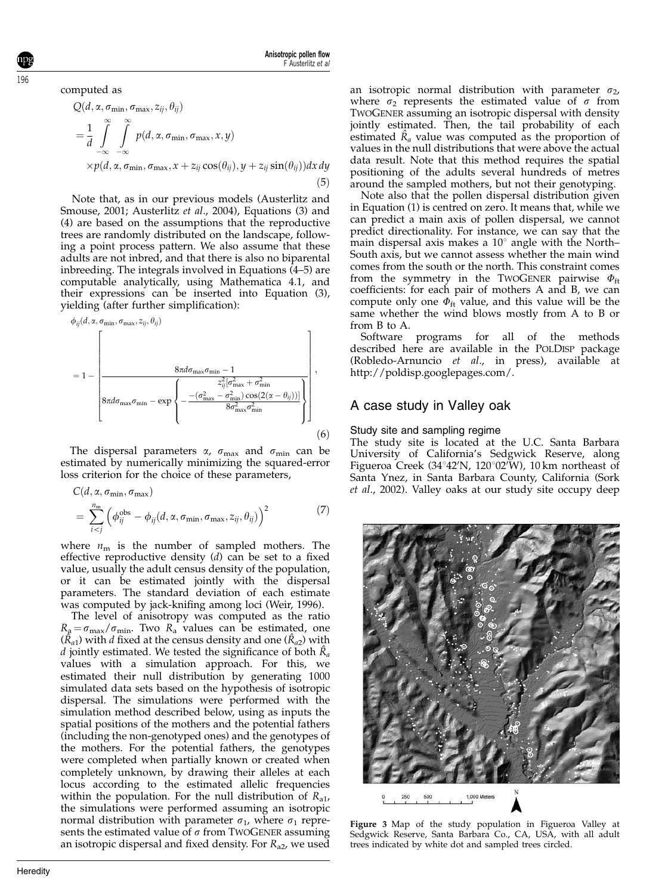computed as

$$
\begin{aligned}
&Q(d, \alpha, \sigma_{\min}, \sigma_{\max}, z_{ij}, \theta_{ij}) \\
&= \frac{1}{d} \int_{-\infty}^{\infty} \int_{-\infty}^{\infty} p(d, \alpha, \sigma_{\min}, \sigma_{\max}, x, y) \\
&\quad \times p(d, \alpha, \sigma_{\min}, \sigma_{\max}, x + z_{ij}\cos(\theta_{ij}), y + z_{ij}\sin(\theta_{ij}))\,dx\,dy
\end{aligned} \tag{5}
$$

Note that, as in our previous models (Austerlitz and Smouse, 2001; Austerlitz *et al*., 2004), Equations (3) and (4) are based on the assumptions that the reproductive trees are randomly distributed on the landscape, following a point process pattern. We also assume that these adults are not inbred, and that there is also no biparental inbreeding. The integrals involved in Equations (4–5) are computable analytically, using Mathematica 4.1, and their expressions can be inserted into Equation (3), yielding (after further simplification):

$$
\phi_{ij}(d, \alpha, \sigma_{\min}, \sigma_{\max}, z_{ij}, \theta_{ij}) = 1 - \left[ \frac{8\pi d \sigma_{\max}\sigma_{\min} - 1}{8\pi d \sigma_{\max}\sigma_{\min} - \exp\left\{ -\dfrac{z_{ij}^2 \left[\sigma_{\max}^2 + \sigma_{\min}^2 - (\sigma_{\max}^2 - \sigma_{\min}^2)\cos(2(\alpha - \theta_{ij}))\right]}{8\sigma_{\max}^2 \sigma_{\min}^2} \right\}} \right], \tag{6}
$$

The dispersal parameters $\alpha$, $\sigma_{\max}$ and $\sigma_{\min}$ can be estimated by numerically minimizing the squared-error loss criterion for the choice of these parameters,

$$
C(d, \alpha, \sigma_{\min}, \sigma_{\max}) = \sum_{i<j}^{n_m} \left( \phi_{ij}^{\text{obs}} - \phi_{ij}(d, \alpha, \sigma_{\min}, \sigma_{\max}, z_{ij}, \theta_{ij}) \right)^2 \tag{7}
$$

where $n_m$ is the number of sampled mothers. The effective reproductive density ($d$) can be set to a fixed value, usually the adult census density of the population, or it can be estimated jointly with the dispersal parameters. The standard deviation of each estimate was computed by jack-knifing among loci (Weir, 1996).

The level of anisotropy was computed as the ratio $R_a = \sigma_{\max}/\sigma_{\min}$. Two $R_a$ values can be estimated, one ($\hat{R}_{a1}$) with $d$ fixed at the census density and one ($\hat{R}_{a2}$) with $d$ jointly estimated. We tested the significance of both $\hat{R}_a$ values with a simulation approach. For this, we estimated their null distribution by generating 1000 simulated data sets based on the hypothesis of isotropic dispersal. The simulations were performed with the simulation method described below, using as inputs the spatial positions of the mothers and the potential fathers (including the non-genotyped ones) and the genotypes of the mothers. For the potential fathers, the genotypes were completed when partially known or created when completely unknown, by drawing their alleles at each locus according to the estimated allelic frequencies within the population. For the null distribution of $R_{a1}$, the simulations were performed assuming an isotropic normal distribution with parameter $\sigma_1$, where $\sigma_1$ represents the estimated value of $\sigma$ from TwoGener assuming an isotropic dispersal and fixed density. For $R_{a2}$, we used an isotropic normal distribution with parameter $\sigma_2$, where $\sigma_2$ represents the estimated value of $\sigma$ from TwoGener assuming an isotropic dispersal with density jointly estimated. Then, the tail probability of each estimated $\hat{R}_a$ value was computed as the proportion of values in the null distributions that were above the actual data result. Note that this method requires the spatial positioning of the adults several hundreds of metres around the sampled mothers, but not their genotyping.

Note also that the pollen dispersal distribution given in Equation (1) is centred on zero. It means that, while we can predict a main axis of pollen dispersal, we cannot predict directionality. For instance, we can say that the main dispersal axis makes a 10° angle with the North–South axis, but we cannot assess whether the main wind comes from the south or the north. This constraint comes from the symmetry in the TwoGener pairwise $\Phi_{ft}$ coefficients: for each pair of mothers A and B, we can compute only one $\Phi_{ft}$ value, and this value will be the same whether the wind blows mostly from A to B or from B to A.

Software programs for all of the methods described here are available in the PolDisp package (Robledo-Arnuncio *et al*., in press), available at http://poldisp.googlepages.com/.

## A case study in Valley oak

### Study site and sampling regime

The study site is located at the U.C. Santa Barbara University of California's Sedgwick Reserve, along Figueroa Creek (34°42′N, 120°02′W), 10 km northeast of Santa Ynez, in Santa Barbara County, California (Sork *et al*., 2002). Valley oaks at our study site occupy deep

**Figure 3** Map of the study population in Figueroa Valley at Sedgwick Reserve, Santa Barbara Co., CA, USA, with all adult trees indicated by white dot and sampled trees circled.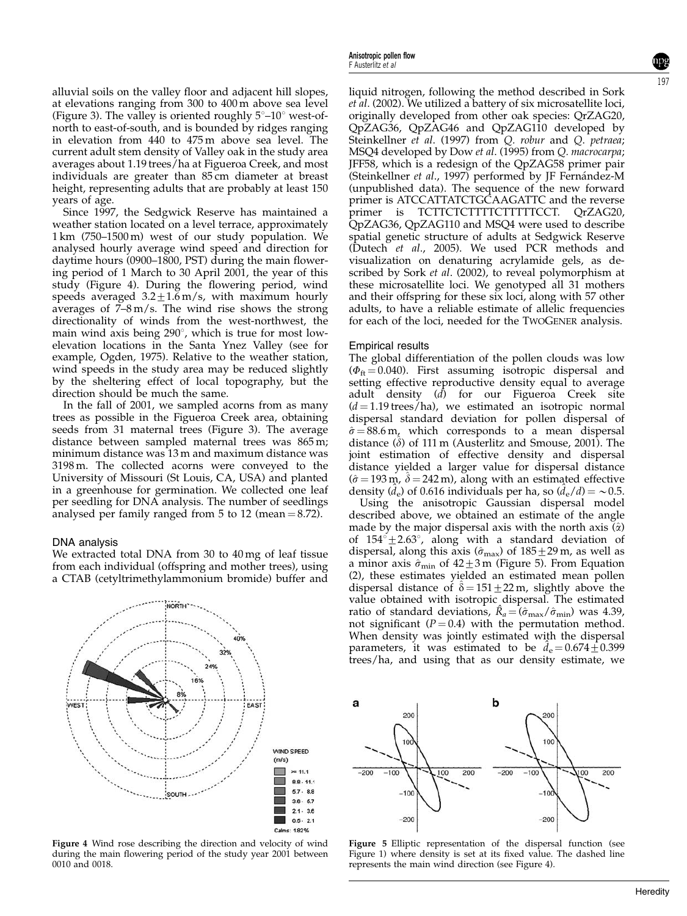alluvial soils on the valley floor and adjacent hill slopes, at elevations ranging from 300 to 400 m above sea level (Figure 3). The valley is oriented roughly 5°–10° west-of-north to east-of-south, and is bounded by ridges ranging in elevation from 440 to 475 m above sea level. The current adult stem density of Valley oak in the study area averages about 1.19 trees/ha at Figueroa Creek, and most individuals are greater than 85 cm diameter at breast height, representing adults that are probably at least 150 years of age.

Since 1997, the Sedgwick Reserve has maintained a weather station located on a level terrace, approximately 1 km (750–1500 m) west of our study population. We analysed hourly average wind speed and direction for daytime hours (0900–1800, PST) during the main flowering period of 1 March to 30 April 2001, the year of this study (Figure 4). During the flowering period, wind speeds averaged $3.2 \pm 1.6$ m/s, with maximum hourly averages of 7–8 m/s. The wind rise shows the strong directionality of winds from the west-northwest, the main wind axis being 290°, which is true for most low-elevation locations in the Santa Ynez Valley (see for example, Ogden, 1975). Relative to the weather station, wind speeds in the study area may be reduced slightly by the sheltering effect of local topography, but the direction should be much the same.

In the fall of 2001, we sampled acorns from as many trees as possible in the Figueroa Creek area, obtaining seeds from 31 maternal trees (Figure 3). The average distance between sampled maternal trees was 865 m; minimum distance was 13 m and maximum distance was 3198 m. The collected acorns were conveyed to the University of Missouri (St Louis, CA, USA) and planted in a greenhouse for germination. We collected one leaf per seedling for DNA analysis. The number of seedlings analysed per family ranged from 5 to 12 (mean = 8.72).

### DNA analysis

We extracted total DNA from 30 to 40 mg of leaf tissue from each individual (offspring and mother trees), using a CTAB (cetyltrimethylammonium bromide) buffer and liquid nitrogen, following the method described in Sork *et al*. (2002). We utilized a battery of six microsatellite loci, originally developed from other oak species: QrZAG20, QpZAG36, QpZAG46 and QpZAG110 developed by Steinkellner *et al*. (1997) from *Q. robur* and *Q. petraea*; MSQ4 developed by Dow *et al*. (1995) from *Q. macrocarpa*; JFF58, which is a redesign of the QpZAG58 primer pair (Steinkellner *et al*., 1997) performed by JF Fernández-M (unpublished data). The sequence of the new forward primer is ATCCATTATCTGCAAGATTC and the reverse primer is TCTTCTCTTTTCTTTTTCCT. QrZAG20, QpZAG36, QpZAG110 and MSQ4 were used to describe spatial genetic structure of adults at Sedgwick Reserve (Dutech *et al*., 2005). We used PCR methods and visualization on denaturing acrylamide gels, as described by Sork *et al*. (2002), to reveal polymorphism at these microsatellite loci. We genotyped all 31 mothers and their offspring for these six loci, along with 57 other adults, to have a reliable estimate of allelic frequencies for each of the loci, needed for the TwoGener analysis.

Figure 4 Wind rose describing the direction and velocity of wind during the main flowering period of the study year 2001 between 0010 and 0018.

### Empirical results

The global differentiation of the pollen clouds was low ($\Phi_{ft} = 0.040$). First assuming isotropic dispersal and setting effective reproductive density equal to average adult density ($d$) for our Figueroa Creek site ($d = 1.19$ trees/ha), we estimated an isotropic normal dispersal standard deviation for pollen dispersal of $\hat{\sigma} = 88.6$ m, which corresponds to a mean dispersal distance ($\hat{\delta}$) of 111 m (Austerlitz and Smouse, 2001). The joint estimation of effective density and dispersal distance yielded a larger value for dispersal distance ($\hat{\sigma} = 193$ m, $\hat{\delta} = 242$ m), along with an estimated effective density ($\hat{d}_e$) of 0.616 individuals per ha, so ($\hat{d}_e/d$) = ~0.5.

Using the anisotropic Gaussian dispersal model described above, we obtained an estimate of the angle made by the major dispersal axis with the north axis ($\hat{\alpha}$) of $154° \pm 2.63°$, along with a standard deviation of dispersal, along this axis ($\hat{\sigma}_{max}$) of $185 \pm 29$ m, as well as a minor axis $\hat{\sigma}_{min}$ of $42 \pm 3$ m (Figure 5). From Equation (2), these estimates yielded an estimated mean pollen dispersal distance of $\hat{\delta} = 151 \pm 22$ m, slightly above the value obtained with isotropic dispersal. The estimated ratio of standard deviations, $\hat{R}_a = (\hat{\sigma}_{max}/\hat{\sigma}_{min})$ was 4.39, not significant ($P = 0.4$) with the permutation method. When density was jointly estimated with the dispersal parameters, it was estimated to be $\hat{d}_e = 0.674 \pm 0.399$ trees/ha, and using that as our density estimate, we

Figure 5 Elliptic representation of the dispersal function (see Figure 1) where density is set at its fixed value. The dashed line represents the main wind direction (see Figure 4).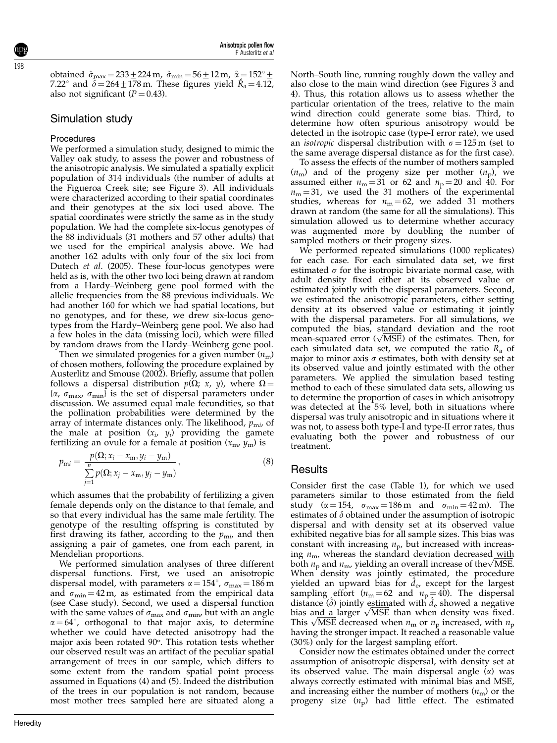obtained $\hat{\sigma}_{max} = 233 \pm 224$ m, $\hat{\sigma}_{min} = 56 \pm 12$ m, $\hat{\alpha} = 152° \pm 7.22°$ and $\hat{\delta} = 264 \pm 178$ m. These figures yield $\hat{R}_a = 4.12$, also not significant ($P = 0.43$).

## Simulation study

### Procedures

We performed a simulation study, designed to mimic the Valley oak study, to assess the power and robustness of the anisotropic analysis. We simulated a spatially explicit population of 314 individuals (the number of adults at the Figueroa Creek site; see Figure 3). All individuals were characterized according to their spatial coordinates and their genotypes at the six loci used above. The spatial coordinates were strictly the same as in the study population. We had the complete six-locus genotypes of the 88 individuals (31 mothers and 57 other adults) that we used for the empirical analysis above. We had another 162 adults with only four of the six loci from Dutech *et al*. (2005). These four-locus genotypes were held as is, with the other two loci being drawn at random from a Hardy–Weinberg gene pool formed with the allelic frequencies from the 88 previous individuals. We had another 160 for which we had spatial locations, but no genotypes, and for these, we drew six-locus genotypes from the Hardy–Weinberg gene pool. We also had a few holes in the data (missing loci), which were filled by random draws from the Hardy–Weinberg gene pool.

Then we simulated progenies for a given number ($n_m$) of chosen mothers, following the procedure explained by Austerlitz and Smouse (2002). Briefly, assume that pollen follows a dispersal distribution $p(\Omega; x, y)$, where $\Omega = \{\alpha, \sigma_{max}, \sigma_{min}\}$ is the set of dispersal parameters under discussion. We assumed equal male fecundities, so that the pollination probabilities were determined by the array of intermate distances only. The likelihood, $p_{mi}$, of the male at position ($x_i$, $y_i$) providing the gamete fertilizing an ovule for a female at position ($x_m$, $y_m$) is

$$p_{mi} = \frac{p(\Omega; x_i - x_m, y_i - y_m)}{\sum_{j=1}^{n} p(\Omega; x_j - x_m, y_j - y_m)}, \qquad (8)$$

which assumes that the probability of fertilizing a given female depends only on the distance to that female, and so that every individual has the same male fertility. The genotype of the resulting offspring is constituted by first drawing its father, according to the $p_{mi}$, and then assigning a pair of gametes, one from each parent, in Mendelian proportions.

We performed simulation analyses of three different dispersal functions. First, we used an anisotropic dispersal model, with parameters $\alpha = 154°$, $\sigma_{max} = 186$ m and $\sigma_{min} = 42$ m, as estimated from the empirical data (see Case study). Second, we used a dispersal function with the same values of $\sigma_{max}$ and $\sigma_{min}$, but with an angle $\alpha = 64°$, orthogonal to that major axis, to determine whether we could have detected anisotropy had the major axis been rotated 90°. This rotation tests whether our observed result was an artifact of the peculiar spatial arrangement of trees in our sample, which differs to some extent from the random spatial point process assumed in Equations (4) and (5). Indeed the distribution of the trees in our population is not random, because most mother trees sampled here are situated along a North–South line, running roughly down the valley and also close to the main wind direction (see Figures 3 and 4). Thus, this rotation allows us to assess whether the particular orientation of the trees, relative to the main wind direction could generate some bias. Third, to determine how often spurious anisotropy would be detected in the isotropic case (type-I error rate), we used an *isotropic* dispersal distribution with $\sigma = 125$ m (set to the same average dispersal distance as for the first case).

To assess the effects of the number of mothers sampled ($n_m$) and of the progeny size per mother ($n_p$), we assumed either $n_m = 31$ or 62 and $n_p = 20$ and 40. For $n_m = 31$, we used the 31 mothers of the experimental studies, whereas for $n_m = 62$, we added 31 mothers drawn at random (the same for all the simulations). This simulation allowed us to determine whether accuracy was augmented more by doubling the number of sampled mothers or their progeny sizes.

We performed repeated simulations (1000 replicates) for each case. For each simulated data set, we first estimated $\sigma$ for the isotropic bivariate normal case, with adult density fixed either at its observed value or estimated jointly with the dispersal parameters. Second, we estimated the anisotropic parameters, either setting density at its observed value or estimating it jointly with the dispersal parameters. For all simulations, we computed the bias, standard deviation and the root mean-squared error ($\sqrt{\text{MSE}}$) of the estimates. Then, for each simulated data set, we computed the ratio $R_a$ of major to minor axis $\sigma$ estimates, both with density set at its observed value and jointly estimated with the other parameters. We applied the simulation based testing method to each of these simulated data sets, allowing us to determine the proportion of cases in which anisotropy was detected at the 5% level, both in situations where dispersal was truly anisotropic and in situations where it was not, to assess both type-I and type-II error rates, thus evaluating both the power and robustness of our treatment.

### Results

Consider first the case (Table 1), for which we used parameters similar to those estimated from the field study ($\alpha = 154$, $\sigma_{max} = 186$ m and $\sigma_{min} = 42$ m). The estimates of $\delta$ obtained under the assumption of isotropic dispersal and with density set at its observed value exhibited negative bias for all sample sizes. This bias was constant with increasing $n_p$, but increased with increasing $n_m$, whereas the standard deviation decreased with both $n_p$ and $n_m$, yielding an overall increase of the $\sqrt{\text{MSE}}$. When density was jointly estimated, the procedure yielded an upward bias for $\hat{d}_e$, except for the largest sampling effort ($n_m = 62$ and $n_p = 40$). The dispersal distance ($\hat{\delta}$) jointly estimated with $\hat{d}_e$ showed a negative bias and a larger $\sqrt{\text{MSE}}$ than when density was fixed. This $\sqrt{\text{MSE}}$ decreased when $n_m$ or $n_p$ increased, with $n_p$ having the stronger impact. It reached a reasonable value (30%) only for the largest sampling effort.

Consider now the estimates obtained under the correct assumption of anisotropic dispersal, with density set at its observed value. The main dispersal angle ($\alpha$) was always correctly estimated with minimal bias and MSE, and increasing either the number of mothers ($n_m$) or the progeny size ($n_p$) had little effect. The estimated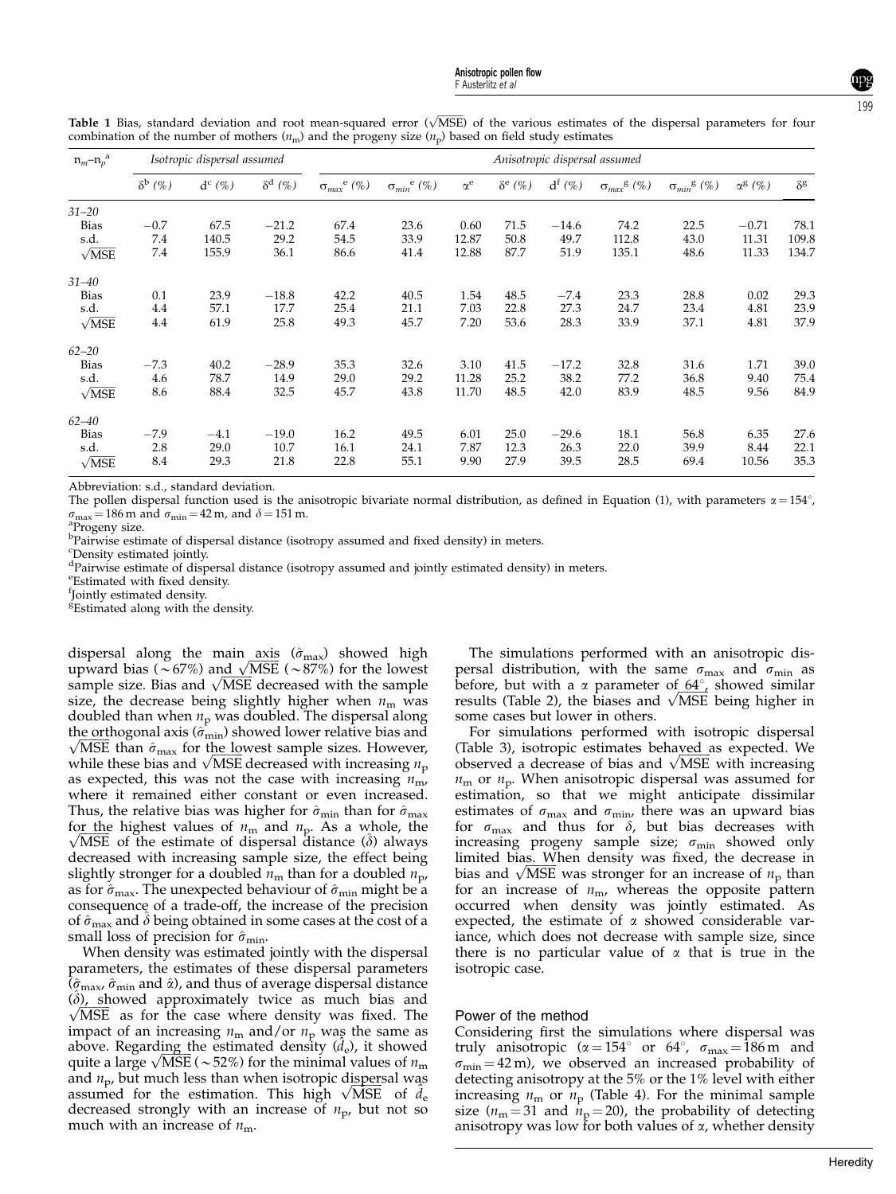**Table 1** Bias, standard deviation and root mean-squared error ($\sqrt{MSE}$) of the various estimates of the dispersal parameters for four combination of the number of mothers ($n_m$) and the progeny size ($n_p$) based on field study estimates

| $n_m$–$n_p$[a] | Isotropic dispersal assumed | | | Anisotropic dispersal assumed | | | | | | | | |
|---|---|---|---|---|---|---|---|---|---|---|---|---|
| | $\delta$[b] (%) | d[c] (%) | $\delta$[d] (%) | $\sigma_{max}$[e] (%) | $\sigma_{min}$[e] (%) | $\alpha$[e] | $\delta$[e] (%) | d[f] (%) | $\sigma_{max}$[g] (%) | $\sigma_{min}$[g] (%) | $\alpha$[g] (%) | $\delta$[g] |
| *31–20* | | | | | | | | | | | | |
| Bias | −0.7 | 67.5 | −21.2 | 67.4 | 23.6 | 0.60 | 71.5 | −14.6 | 74.2 | 22.5 | −0.71 | 78.1 |
| s.d. | 7.4 | 140.5 | 29.2 | 54.5 | 33.9 | 12.87 | 50.8 | 49.7 | 112.8 | 43.0 | 11.31 | 109.8 |
| $\sqrt{MSE}$ | 7.4 | 155.9 | 36.1 | 86.6 | 41.4 | 12.88 | 87.7 | 51.9 | 135.1 | 48.6 | 11.33 | 134.7 |
| *31–40* | | | | | | | | | | | | |
| Bias | 0.1 | 23.9 | −18.8 | 42.2 | 40.5 | 1.54 | 48.5 | −7.4 | 23.3 | 28.8 | 0.02 | 29.3 |
| s.d. | 4.4 | 57.1 | 17.7 | 25.4 | 21.1 | 7.03 | 22.8 | 27.3 | 24.7 | 23.4 | 4.81 | 23.9 |
| $\sqrt{MSE}$ | 4.4 | 61.9 | 25.8 | 49.3 | 45.7 | 7.20 | 53.6 | 28.3 | 33.9 | 37.1 | 4.81 | 37.9 |
| *62–20* | | | | | | | | | | | | |
| Bias | −7.3 | 40.2 | −28.9 | 35.3 | 32.6 | 3.10 | 41.5 | −17.2 | 32.8 | 31.6 | 1.71 | 39.0 |
| s.d. | 4.6 | 78.7 | 14.9 | 29.0 | 29.2 | 11.28 | 25.2 | 38.2 | 77.2 | 36.8 | 9.40 | 75.4 |
| $\sqrt{MSE}$ | 8.6 | 88.4 | 32.5 | 45.7 | 43.8 | 11.70 | 48.5 | 42.0 | 83.9 | 48.5 | 9.56 | 84.9 |
| *62–40* | | | | | | | | | | | | |
| Bias | −7.9 | −4.1 | −19.0 | 16.2 | 49.5 | 6.01 | 25.0 | −29.6 | 18.1 | 56.8 | 6.35 | 27.6 |
| s.d. | 2.8 | 29.0 | 10.7 | 16.1 | 24.1 | 7.87 | 12.3 | 26.3 | 22.0 | 39.9 | 8.44 | 22.1 |
| $\sqrt{MSE}$ | 8.4 | 29.3 | 21.8 | 22.8 | 55.1 | 9.90 | 27.9 | 39.5 | 28.5 | 69.4 | 10.56 | 35.3 |

Abbreviation: s.d., standard deviation.
The pollen dispersal function used is the anisotropic bivariate normal distribution, as defined in Equation (1), with parameters $\alpha = 154°$, $\sigma_{max} = 186$ m and $\sigma_{min} = 42$ m, and $\delta = 151$ m.
[a]Progeny size.
[b]Pairwise estimate of dispersal distance (isotropy assumed and fixed density) in meters.
[c]Density estimated jointly.
[d]Pairwise estimate of dispersal distance (isotropy assumed and jointly estimated density) in meters.
[e]Estimated with fixed density.
[f]Jointly estimated density.
[g]Estimated along with the density.

dispersal along the main axis ($\hat{\sigma}_{max}$) showed high upward bias (~67%) and $\sqrt{MSE}$ (~87%) for the lowest sample size. Bias and $\sqrt{MSE}$ decreased with the sample size, the decrease being slightly higher when $n_m$ was doubled than when $n_p$ was doubled. The dispersal along the orthogonal axis ($\hat{\sigma}_{min}$) showed lower relative bias and $\sqrt{MSE}$ than $\hat{\sigma}_{max}$ for the lowest sample sizes. However, while these bias and $\sqrt{MSE}$ decreased with increasing $n_p$ as expected, this was not the case with increasing $n_m$, where it remained either constant or even increased. Thus, the relative bias was higher for $\hat{\sigma}_{min}$ than for $\hat{\sigma}_{max}$ for the highest values of $n_m$ and $n_p$. As a whole, the $\sqrt{MSE}$ of the estimate of dispersal distance ($\hat{\delta}$) always decreased with increasing sample size, the effect being slightly stronger for a doubled $n_m$ than for a doubled $n_p$, as for $\hat{\sigma}_{max}$. The unexpected behaviour of $\hat{\sigma}_{min}$ might be a consequence of a trade-off, the increase of the precision of $\hat{\sigma}_{max}$ and $\hat{\delta}$ being obtained in some cases at the cost of a small loss of precision for $\hat{\sigma}_{min}$.

When density was estimated jointly with the dispersal parameters, the estimates of these dispersal parameters ($\hat{\sigma}_{max}$, $\hat{\sigma}_{min}$ and $\hat{\alpha}$), and thus of average dispersal distance ($\hat{\delta}$), showed approximately twice as much bias and $\sqrt{MSE}$ as for the case where density was fixed. The impact of an increasing $n_m$ and/or $n_p$ was the same as above. Regarding the estimated density ($\hat{d}_e$), it showed quite a large $\sqrt{MSE}$ (~52%) for the minimal values of $n_m$ and $n_p$, but much less than when isotropic dispersal was assumed for the estimation. This high $\sqrt{MSE}$ of $\hat{d}_e$ decreased strongly with an increase of $n_p$, but not so much with an increase of $n_m$.

The simulations performed with an anisotropic dispersal distribution, with the same $\sigma_{max}$ and $\sigma_{min}$ as before, but with a $\alpha$ parameter of 64°, showed similar results (Table 2), the biases and $\sqrt{MSE}$ being higher in some cases but lower in others.

For simulations performed with isotropic dispersal (Table 3), isotropic estimates behaved as expected. We observed a decrease of bias and $\sqrt{MSE}$ with increasing $n_m$ or $n_p$. When anisotropic dispersal was assumed for estimation, so that we might anticipate dissimilar estimates of $\sigma_{max}$ and $\sigma_{min}$, there was an upward bias for $\sigma_{max}$ and thus for $\delta$, but bias decreases with increasing progeny sample size; $\sigma_{min}$ showed only limited bias. When density was fixed, the decrease in bias and $\sqrt{MSE}$ was stronger for an increase of $n_p$ than for an increase of $n_m$, whereas the opposite pattern occurred when density was jointly estimated. As expected, the estimate of $\alpha$ showed considerable variance, which does not decrease with sample size, since there is no particular value of $\alpha$ that is true in the isotropic case.

### Power of the method

Considering first the simulations where dispersal was truly anisotropic ($\alpha = 154°$ or $64°$, $\sigma_{max} = 186$ m and $\sigma_{min} = 42$ m), we observed an increased probability of detecting anisotropy at the 5% or the 1% level with either increasing $n_m$ or $n_p$ (Table 4). For the minimal sample size ($n_m = 31$ and $n_p = 20$), the probability of detecting anisotropy was low for both values of $\alpha$, whether density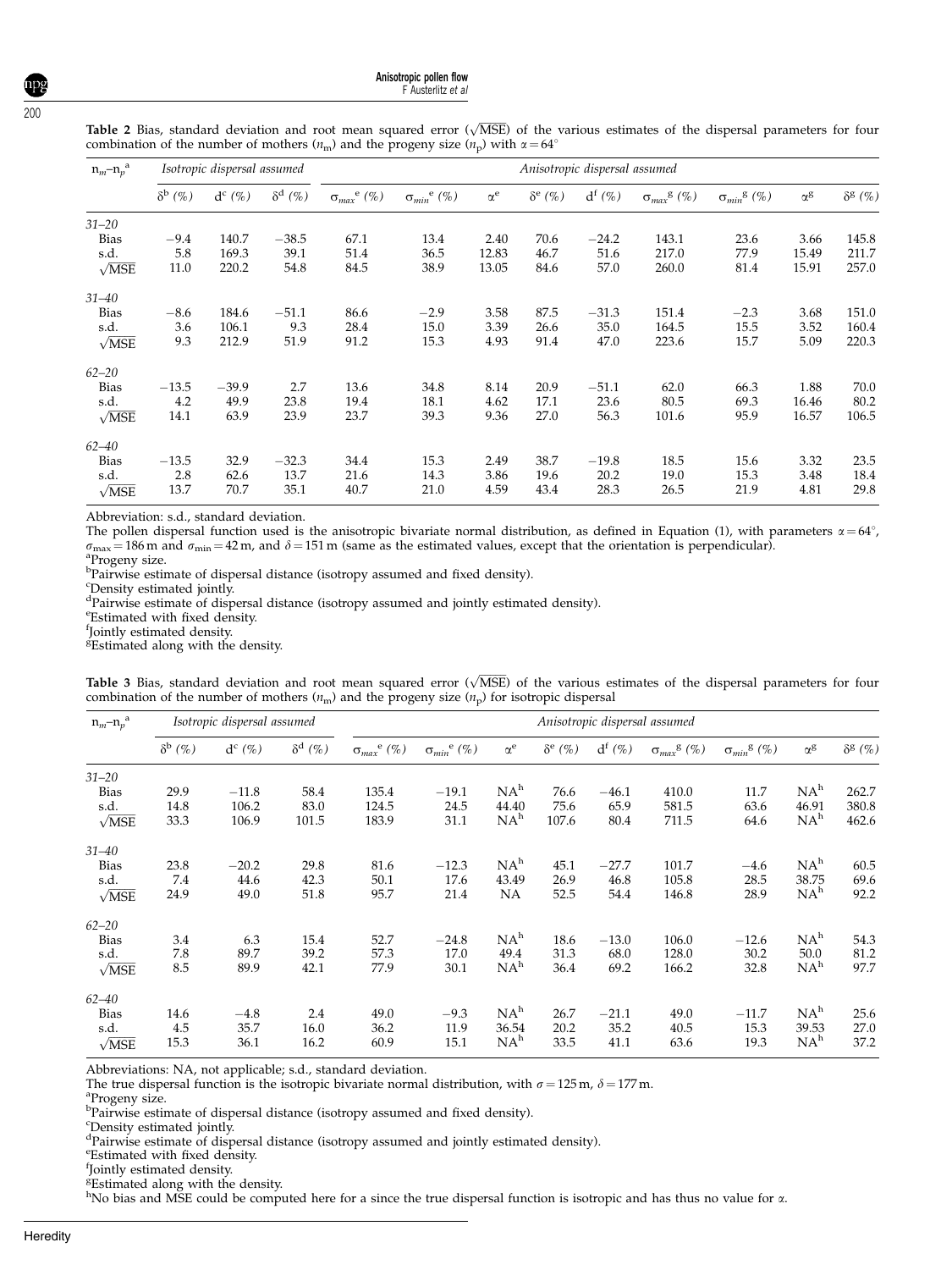**Table 2** Bias, standard deviation and root mean squared error ($\sqrt{\text{MSE}}$) of the various estimates of the dispersal parameters for four combination of the number of mothers ($n_m$) and the progeny size ($n_p$) with $\alpha = 64°$

| $n_m$–$n_p$[a] | Isotropic dispersal assumed | | | Anisotropic dispersal assumed | | | | | | | | |
|---|---|---|---|---|---|---|---|---|---|---|---|---|
| | $\delta^b$ (%) | $d^c$ (%) | $\delta^d$ (%) | $\sigma_{max}{}^e$ (%) | $\sigma_{min}{}^e$ (%) | $\alpha^e$ | $\delta^e$ (%) | $d^f$ (%) | $\sigma_{max}{}^g$ (%) | $\sigma_{min}{}^g$ (%) | $\alpha^g$ | $\delta^g$ (%) |
| *31–20* | | | | | | | | | | | | |
| Bias | −9.4 | 140.7 | −38.5 | 67.1 | 13.4 | 2.40 | 70.6 | −24.2 | 143.1 | 23.6 | 3.66 | 145.8 |
| s.d. | 5.8 | 169.3 | 39.1 | 51.4 | 36.5 | 12.83 | 46.7 | 51.6 | 217.0 | 77.9 | 15.49 | 211.7 |
| $\sqrt{\text{MSE}}$ | 11.0 | 220.2 | 54.8 | 84.5 | 38.9 | 13.05 | 84.6 | 57.0 | 260.0 | 81.4 | 15.91 | 257.0 |
| *31–40* | | | | | | | | | | | | |
| Bias | −8.6 | 184.6 | −51.1 | 86.6 | −2.9 | 3.58 | 87.5 | −31.3 | 151.4 | −2.3 | 3.68 | 151.0 |
| s.d. | 3.6 | 106.1 | 9.3 | 28.4 | 15.0 | 3.39 | 26.6 | 35.0 | 164.5 | 15.5 | 3.52 | 160.4 |
| $\sqrt{\text{MSE}}$ | 9.3 | 212.9 | 51.9 | 91.2 | 15.3 | 4.93 | 91.4 | 47.0 | 223.6 | 15.7 | 5.09 | 220.3 |
| *62–20* | | | | | | | | | | | | |
| Bias | −13.5 | −39.9 | 2.7 | 13.6 | 34.8 | 8.14 | 20.9 | −51.1 | 62.0 | 66.3 | 1.88 | 70.0 |
| s.d. | 4.2 | 49.9 | 23.8 | 19.4 | 18.1 | 4.62 | 17.1 | 23.6 | 80.5 | 69.3 | 16.46 | 80.2 |
| $\sqrt{\text{MSE}}$ | 14.1 | 63.9 | 23.9 | 23.7 | 39.3 | 9.36 | 27.0 | 56.3 | 101.6 | 95.9 | 16.57 | 106.5 |
| *62–40* | | | | | | | | | | | | |
| Bias | −13.5 | 32.9 | −32.3 | 34.4 | 15.3 | 2.49 | 38.7 | −19.8 | 18.5 | 15.6 | 3.32 | 23.5 |
| s.d. | 2.8 | 62.6 | 13.7 | 21.6 | 14.3 | 3.86 | 19.6 | 20.2 | 19.0 | 15.3 | 3.48 | 18.4 |
| $\sqrt{\text{MSE}}$ | 13.7 | 70.7 | 35.1 | 40.7 | 21.0 | 4.59 | 43.4 | 28.3 | 26.5 | 21.9 | 4.81 | 29.8 |

Abbreviation: s.d., standard deviation.

The pollen dispersal function used is the anisotropic bivariate normal distribution, as defined in Equation (1), with parameters $\alpha = 64°$, $\sigma_{max} = 186$ m and $\sigma_{min} = 42$ m, and $\delta = 151$ m (same as the estimated values, except that the orientation is perpendicular).

[a]Progeny size.
[b]Pairwise estimate of dispersal distance (isotropy assumed and fixed density).
[c]Density estimated jointly.
[d]Pairwise estimate of dispersal distance (isotropy assumed and jointly estimated density).
[e]Estimated with fixed density.
[f]Jointly estimated density.
[g]Estimated along with the density.

**Table 3** Bias, standard deviation and root mean squared error ($\sqrt{\text{MSE}}$) of the various estimates of the dispersal parameters for four combination of the number of mothers ($n_m$) and the progeny size ($n_p$) for isotropic dispersal

| $n_m$–$n_p$[a] | Isotropic dispersal assumed | | | Anisotropic dispersal assumed | | | | | | | | |
|---|---|---|---|---|---|---|---|---|---|---|---|---|
| | $\delta^b$ (%) | $d^c$ (%) | $\delta^d$ (%) | $\sigma_{max}{}^e$ (%) | $\sigma_{min}{}^e$ (%) | $\alpha^e$ | $\delta^e$ (%) | $d^f$ (%) | $\sigma_{max}{}^g$ (%) | $\sigma_{min}{}^g$ (%) | $\alpha^g$ | $\delta^g$ (%) |
| *31–20* | | | | | | | | | | | | |
| Bias | 29.9 | −11.8 | 58.4 | 135.4 | −19.1 | NA[h] | 76.6 | −46.1 | 410.0 | 11.7 | NA[h] | 262.7 |
| s.d. | 14.8 | 106.2 | 83.0 | 124.5 | 24.5 | 44.40 | 75.6 | 65.9 | 581.5 | 63.6 | 46.91 | 380.8 |
| $\sqrt{\text{MSE}}$ | 33.3 | 106.9 | 101.5 | 183.9 | 31.1 | NA[h] | 107.6 | 80.4 | 711.5 | 64.6 | NA[h] | 462.6 |
| *31–40* | | | | | | | | | | | | |
| Bias | 23.8 | −20.2 | 29.8 | 81.6 | −12.3 | NA[h] | 45.1 | −27.7 | 101.7 | −4.6 | NA[h] | 60.5 |
| s.d. | 7.4 | 44.6 | 42.3 | 50.1 | 17.6 | 43.49 | 26.9 | 46.8 | 105.8 | 28.5 | 38.75 | 69.6 |
| $\sqrt{\text{MSE}}$ | 24.9 | 49.0 | 51.8 | 95.7 | 21.4 | NA | 52.5 | 54.4 | 146.8 | 28.9 | NA[h] | 92.2 |
| *62–20* | | | | | | | | | | | | |
| Bias | 3.4 | 6.3 | 15.4 | 52.7 | −24.8 | NA[h] | 18.6 | −13.0 | 106.0 | −12.6 | NA[h] | 54.3 |
| s.d. | 7.8 | 89.7 | 39.2 | 57.3 | 17.0 | 49.4 | 31.3 | 68.0 | 128.0 | 30.2 | 50.0 | 81.2 |
| $\sqrt{\text{MSE}}$ | 8.5 | 89.9 | 42.1 | 77.9 | 30.1 | NA[h] | 36.4 | 69.2 | 166.2 | 32.8 | NA[h] | 97.7 |
| *62–40* | | | | | | | | | | | | |
| Bias | 14.6 | −4.8 | 2.4 | 49.0 | −9.3 | NA[h] | 26.7 | −21.1 | 49.0 | −11.7 | NA[h] | 25.6 |
| s.d. | 4.5 | 35.7 | 16.0 | 36.2 | 11.9 | 36.54 | 20.2 | 35.2 | 40.5 | 15.3 | 39.53 | 27.0 |
| $\sqrt{\text{MSE}}$ | 15.3 | 36.1 | 16.2 | 60.9 | 15.1 | NA[h] | 33.5 | 41.1 | 63.6 | 19.3 | NA[h] | 37.2 |

Abbreviations: NA, not applicable; s.d., standard deviation.

The true dispersal function is the isotropic bivariate normal distribution, with $\sigma = 125$ m, $\delta = 177$ m.

[a]Progeny size.
[b]Pairwise estimate of dispersal distance (isotropy assumed and fixed density).
[c]Density estimated jointly.
[d]Pairwise estimate of dispersal distance (isotropy assumed and jointly estimated density).
[e]Estimated with fixed density.
[f]Jointly estimated density.
[g]Estimated along with the density.
[h]No bias and MSE could be computed here for a since the true dispersal function is isotropic and has thus no value for $\alpha$.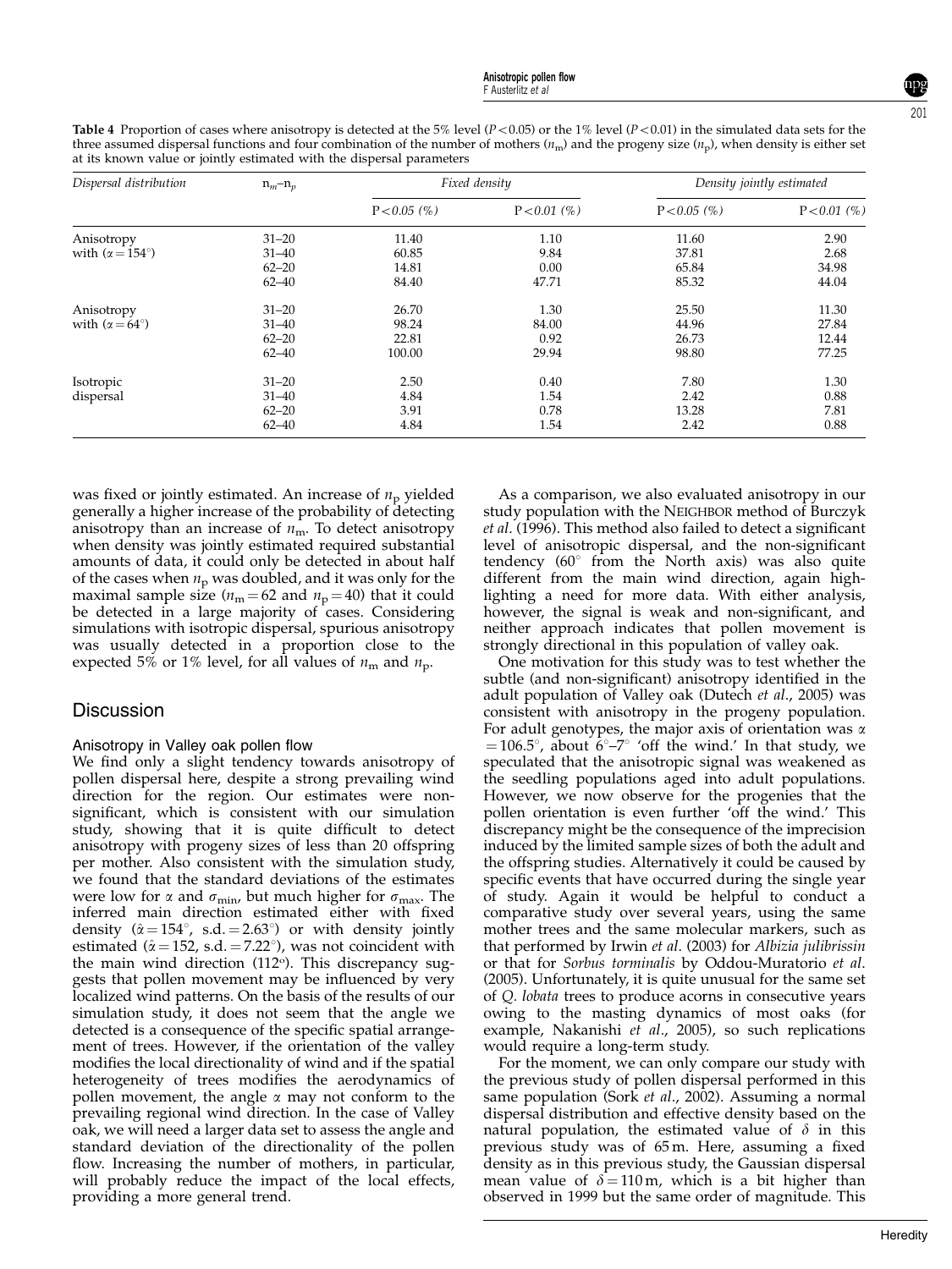**Table 4** Proportion of cases where anisotropy is detected at the 5% level ($P<0.05$) or the 1% level ($P<0.01$) in the simulated data sets for the three assumed dispersal functions and four combination of the number of mothers ($n_m$) and the progeny size ($n_p$), when density is either set at its known value or jointly estimated with the dispersal parameters

| *Dispersal distribution* | $n_m$–$n_p$ | *Fixed density* | | *Density jointly estimated* | |
|---|---|---|---|---|---|
| | | $P<0.05$ (%) | $P<0.01$ (%) | $P<0.05$ (%) | $P<0.01$ (%) |
| Anisotropy with ($\alpha=154°$) | 31–20 | 11.40 | 1.10 | 11.60 | 2.90 |
| | 31–40 | 60.85 | 9.84 | 37.81 | 2.68 |
| | 62–20 | 14.81 | 0.00 | 65.84 | 34.98 |
| | 62–40 | 84.40 | 47.71 | 85.32 | 44.04 |
| Anisotropy with ($\alpha=64°$) | 31–20 | 26.70 | 1.30 | 25.50 | 11.30 |
| | 31–40 | 98.24 | 84.00 | 44.96 | 27.84 |
| | 62–20 | 22.81 | 0.92 | 26.73 | 12.44 |
| | 62–40 | 100.00 | 29.94 | 98.80 | 77.25 |
| Isotropic dispersal | 31–20 | 2.50 | 0.40 | 7.80 | 1.30 |
| | 31–40 | 4.84 | 1.54 | 2.42 | 0.88 |
| | 62–20 | 3.91 | 0.78 | 13.28 | 7.81 |
| | 62–40 | 4.84 | 1.54 | 2.42 | 0.88 |

was fixed or jointly estimated. An increase of $n_p$ yielded generally a higher increase of the probability of detecting anisotropy than an increase of $n_m$. To detect anisotropy when density was jointly estimated required substantial amounts of data, it could only be detected in about half of the cases when $n_p$ was doubled, and it was only for the maximal sample size ($n_m=62$ and $n_p=40$) that it could be detected in a large majority of cases. Considering simulations with isotropic dispersal, spurious anisotropy was usually detected in a proportion close to the expected 5% or 1% level, for all values of $n_m$ and $n_p$.

## Discussion

### Anisotropy in Valley oak pollen flow

We find only a slight tendency towards anisotropy of pollen dispersal here, despite a strong prevailing wind direction for the region. Our estimates were non-significant, which is consistent with our simulation study, showing that it is quite difficult to detect anisotropy with progeny sizes of less than 20 offspring per mother. Also consistent with the simulation study, we found that the standard deviations of the estimates were low for $\alpha$ and $\sigma_{min}$, but much higher for $\sigma_{max}$. The inferred main direction estimated either with fixed density ($\hat{\alpha}=154°$, s.d. $=2.63°$) or with density jointly estimated ($\hat{\alpha}=152$, s.d. $=7.22°$), was not coincident with the main wind direction (112°). This discrepancy suggests that pollen movement may be influenced by very localized wind patterns. On the basis of the results of our simulation study, it does not seem that the angle we detected is a consequence of the specific spatial arrangement of trees. However, if the orientation of the valley modifies the local directionality of wind and if the spatial heterogeneity of trees modifies the aerodynamics of pollen movement, the angle $\alpha$ may not conform to the prevailing regional wind direction. In the case of Valley oak, we will need a larger data set to assess the angle and standard deviation of the directionality of the pollen flow. Increasing the number of mothers, in particular, will probably reduce the impact of the local effects, providing a more general trend.

As a comparison, we also evaluated anisotropy in our study population with the NEIGHBOR method of Burczyk *et al.* (1996). This method also failed to detect a significant level of anisotropic dispersal, and the non-significant tendency (60° from the North axis) was also quite different from the main wind direction, again highlighting a need for more data. With either analysis, however, the signal is weak and non-significant, and neither approach indicates that pollen movement is strongly directional in this population of valley oak.

One motivation for this study was to test whether the subtle (and non-significant) anisotropy identified in the adult population of Valley oak (Dutech *et al.*, 2005) was consistent with anisotropy in the progeny population. For adult genotypes, the major axis of orientation was $\alpha=106.5°$, about 6°–7° 'off the wind.' In that study, we speculated that the anisotropic signal was weakened as the seedling populations aged into adult populations. However, we now observe for the progenies that the pollen orientation is even further 'off the wind.' This discrepancy might be the consequence of the imprecision induced by the limited sample sizes of both the adult and the offspring studies. Alternatively it could be caused by specific events that have occurred during the single year of study. Again it would be helpful to conduct a comparative study over several years, using the same mother trees and the same molecular markers, such as that performed by Irwin *et al.* (2003) for *Albizia julibrissin* or that for *Sorbus torminalis* by Oddou-Muratorio *et al.* (2005). Unfortunately, it is quite unusual for the same set of *Q. lobata* trees to produce acorns in consecutive years owing to the masting dynamics of most oaks (for example, Nakanishi *et al.*, 2005), so such replications would require a long-term study.

For the moment, we can only compare our study with the previous study of pollen dispersal performed in this same population (Sork *et al.*, 2002). Assuming a normal dispersal distribution and effective density based on the natural population, the estimated value of $\delta$ in this previous study was of 65 m. Here, assuming a fixed density as in this previous study, the Gaussian dispersal mean value of $\delta=110$ m, which is a bit higher than observed in 1999 but the same order of magnitude. This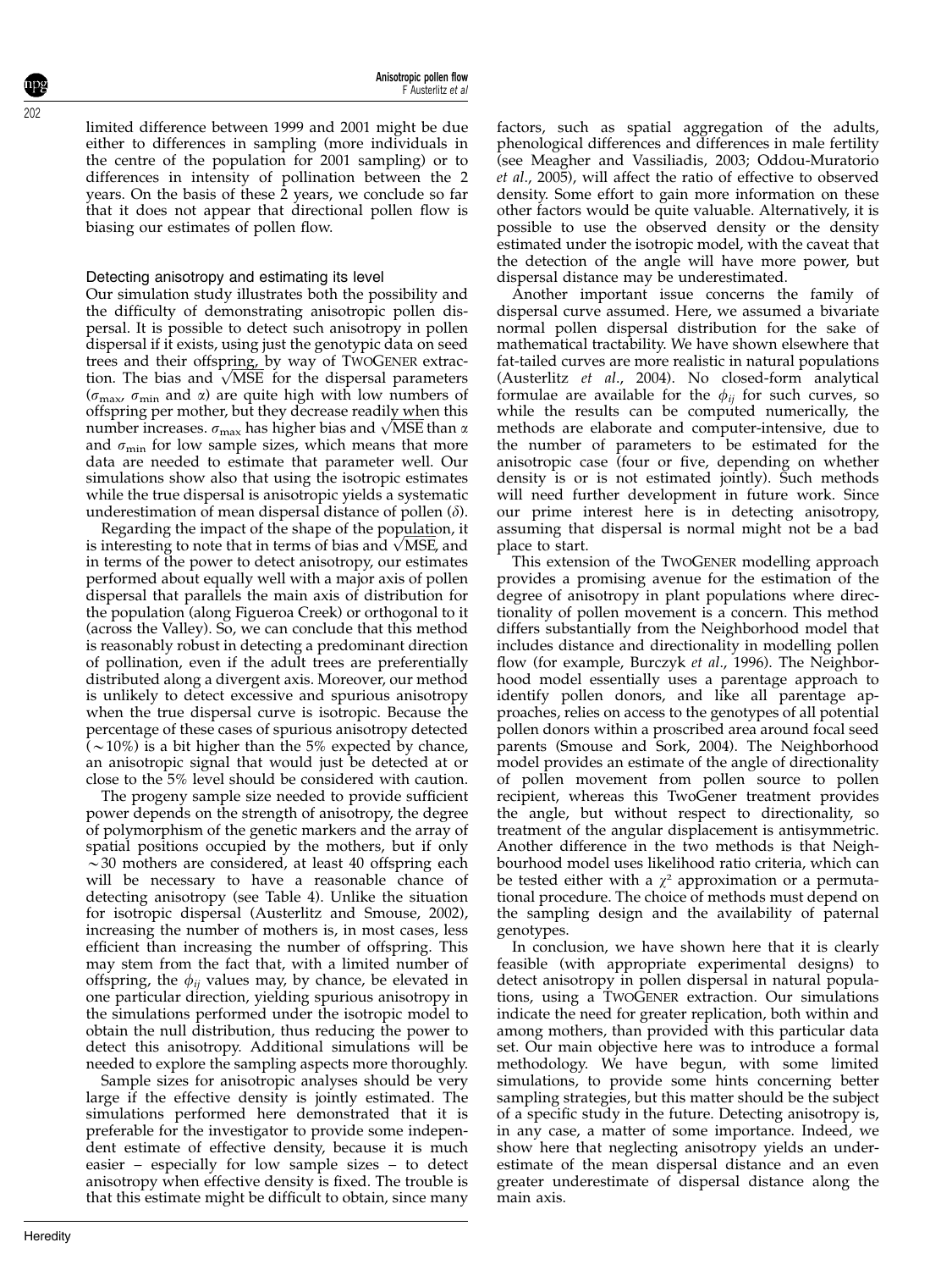limited difference between 1999 and 2001 might be due either to differences in sampling (more individuals in the centre of the population for 2001 sampling) or to differences in intensity of pollination between the 2 years. On the basis of these 2 years, we conclude so far that it does not appear that directional pollen flow is biasing our estimates of pollen flow.

### Detecting anisotropy and estimating its level

Our simulation study illustrates both the possibility and the difficulty of demonstrating anisotropic pollen dispersal. It is possible to detect such anisotropy in pollen dispersal if it exists, using just the genotypic data on seed trees and their offspring, by way of TwoGener extraction. The bias and $\sqrt{\text{MSE}}$ for the dispersal parameters ($\sigma_{\max}$, $\sigma_{\min}$ and $\alpha$) are quite high with low numbers of offspring per mother, but they decrease readily when this number increases. $\sigma_{\max}$ has higher bias and $\sqrt{\text{MSE}}$ than $\alpha$ and $\sigma_{\min}$ for low sample sizes, which means that more data are needed to estimate that parameter well. Our simulations show also that using the isotropic estimates while the true dispersal is anisotropic yields a systematic underestimation of mean dispersal distance of pollen ($\delta$).

Regarding the impact of the shape of the population, it is interesting to note that in terms of bias and $\sqrt{\text{MSE}}$, and in terms of the power to detect anisotropy, our estimates performed about equally well with a major axis of pollen dispersal that parallels the main axis of distribution for the population (along Figueroa Creek) or orthogonal to it (across the Valley). So, we can conclude that this method is reasonably robust in detecting a predominant direction of pollination, even if the adult trees are preferentially distributed along a divergent axis. Moreover, our method is unlikely to detect excessive and spurious anisotropy when the true dispersal curve is isotropic. Because the percentage of these cases of spurious anisotropy detected ($\sim$10%) is a bit higher than the 5% expected by chance, an anisotropic signal that would just be detected at or close to the 5% level should be considered with caution.

The progeny sample size needed to provide sufficient power depends on the strength of anisotropy, the degree of polymorphism of the genetic markers and the array of spatial positions occupied by the mothers, but if only $\sim$30 mothers are considered, at least 40 offspring each will be necessary to have a reasonable chance of detecting anisotropy (see Table 4). Unlike the situation for isotropic dispersal (Austerlitz and Smouse, 2002), increasing the number of mothers is, in most cases, less efficient than increasing the number of offspring. This may stem from the fact that, with a limited number of offspring, the $\phi_{ij}$ values may, by chance, be elevated in one particular direction, yielding spurious anisotropy in the simulations performed under the isotropic model to obtain the null distribution, thus reducing the power to detect this anisotropy. Additional simulations will be needed to explore the sampling aspects more thoroughly.

Sample sizes for anisotropic analyses should be very large if the effective density is jointly estimated. The simulations performed here demonstrated that it is preferable for the investigator to provide some independent estimate of effective density, because it is much easier – especially for low sample sizes – to detect anisotropy when effective density is fixed. The trouble is that this estimate might be difficult to obtain, since many factors, such as spatial aggregation of the adults, phenological differences and differences in male fertility (see Meagher and Vassiliadis, 2003; Oddou-Muratorio *et al*., 2005), will affect the ratio of effective to observed density. Some effort to gain more information on these other factors would be quite valuable. Alternatively, it is possible to use the observed density or the density estimated under the isotropic model, with the caveat that the detection of the angle will have more power, but dispersal distance may be underestimated.

Another important issue concerns the family of dispersal curve assumed. Here, we assumed a bivariate normal pollen dispersal distribution for the sake of mathematical tractability. We have shown elsewhere that fat-tailed curves are more realistic in natural populations (Austerlitz *et al*., 2004). No closed-form analytical formulae are available for the $\phi_{ij}$ for such curves, so while the results can be computed numerically, the methods are elaborate and computer-intensive, due to the number of parameters to be estimated for the anisotropic case (four or five, depending on whether density is or is not estimated jointly). Such methods will need further development in future work. Since our prime interest here is in detecting anisotropy, assuming that dispersal is normal might not be a bad place to start.

This extension of the TwoGener modelling approach provides a promising avenue for the estimation of the degree of anisotropy in plant populations where directionality of pollen movement is a concern. This method differs substantially from the Neighborhood model that includes distance and directionality in modelling pollen flow (for example, Burczyk *et al*., 1996). The Neighborhood model essentially uses a parentage approach to identify pollen donors, and like all parentage approaches, relies on access to the genotypes of all potential pollen donors within a proscribed area around focal seed parents (Smouse and Sork, 2004). The Neighborhood model provides an estimate of the angle of directionality of pollen movement from pollen source to pollen recipient, whereas this TwoGener treatment provides the angle, but without respect to directionality, so treatment of the angular displacement is antisymmetric. Another difference in the two methods is that Neighbourhood model uses likelihood ratio criteria, which can be tested either with a $\chi^2$ approximation or a permutational procedure. The choice of methods must depend on the sampling design and the availability of paternal genotypes.

In conclusion, we have shown here that it is clearly feasible (with appropriate experimental designs) to detect anisotropy in pollen dispersal in natural populations, using a TwoGener extraction. Our simulations indicate the need for greater replication, both within and among mothers, than provided with this particular data set. Our main objective here was to introduce a formal methodology. We have begun, with some limited simulations, to provide some hints concerning better sampling strategies, but this matter should be the subject of a specific study in the future. Detecting anisotropy is, in any case, a matter of some importance. Indeed, we show here that neglecting anisotropy yields an underestimate of the mean dispersal distance and an even greater underestimate of dispersal distance along the main axis.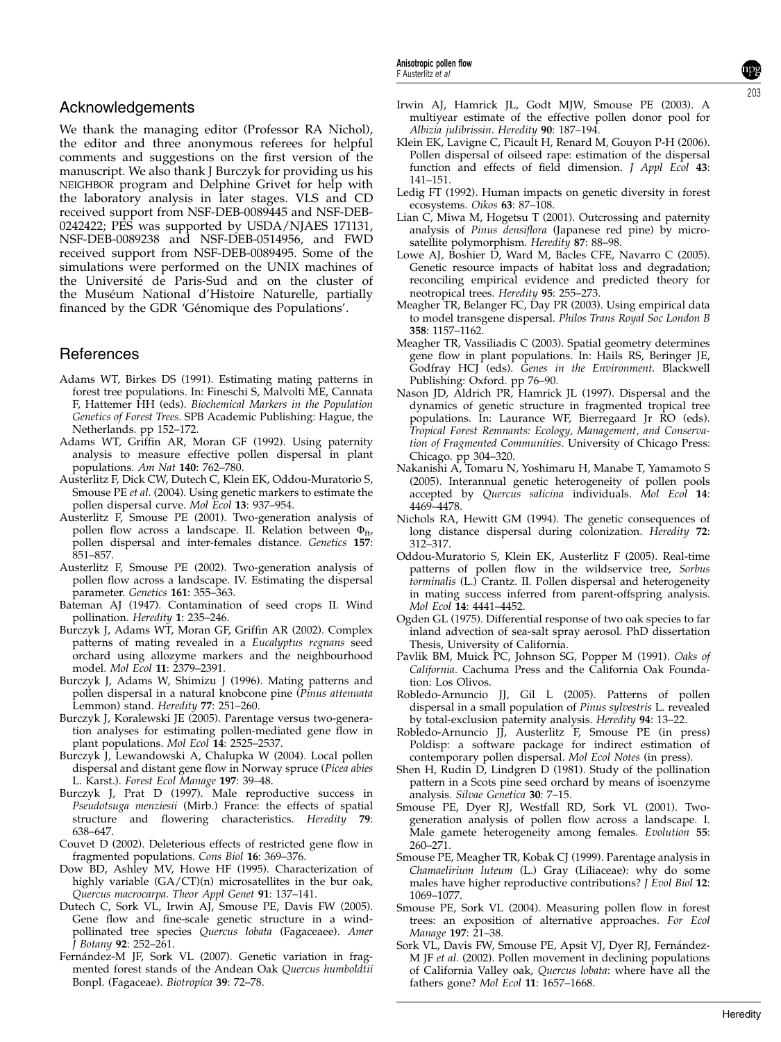## Acknowledgements

We thank the managing editor (Professor RA Nichol), the editor and three anonymous referees for helpful comments and suggestions on the first version of the manuscript. We also thank J Burczyk for providing us his NEIGHBOR program and Delphine Grivet for help with the laboratory analysis in later stages. VLS and CD received support from NSF-DEB-0089445 and NSF-DEB-0242422; PES was supported by USDA/NJAES 171131, NSF-DEB-0089238 and NSF-DEB-0514956, and FWD received support from NSF-DEB-0089495. Some of the simulations were performed on the UNIX machines of the Université de Paris-Sud and on the cluster of the Muséum National d'Histoire Naturelle, partially financed by the GDR 'Génomique des Populations'.

## References

Adams WT, Birkes DS (1991). Estimating mating patterns in forest tree populations. In: Fineschi S, Malvolti ME, Cannata F, Hattemer HH (eds). *Biochemical Markers in the Population Genetics of Forest Trees*. SPB Academic Publishing: Hague, the Netherlands. pp 152–172.

Adams WT, Griffin AR, Moran GF (1992). Using paternity analysis to measure effective pollen dispersal in plant populations. *Am Nat* **140**: 762–780.

Austerlitz F, Dick CW, Dutech C, Klein EK, Oddou-Muratorio S, Smouse PE *et al.* (2004). Using genetic markers to estimate the pollen dispersal curve. *Mol Ecol* **13**: 937–954.

Austerlitz F, Smouse PE (2001). Two-generation analysis of pollen flow across a landscape. II. Relation between $\Phi_{ft}$, pollen dispersal and inter-females distance. *Genetics* **157**: 851–857.

Austerlitz F, Smouse PE (2002). Two-generation analysis of pollen flow across a landscape. IV. Estimating the dispersal parameter. *Genetics* **161**: 355–363.

Bateman AJ (1947). Contamination of seed crops II. Wind pollination. *Heredity* **1**: 235–246.

Burczyk J, Adams WT, Moran GF, Griffin AR (2002). Complex patterns of mating revealed in a *Eucalyptus regnans* seed orchard using allozyme markers and the neighbourhood model. *Mol Ecol* **11**: 2379–2391.

Burczyk J, Adams W, Shimizu J (1996). Mating patterns and pollen dispersal in a natural knobcone pine (*Pinus attenuata* Lemmon) stand. *Heredity* **77**: 251–260.

Burczyk J, Koralewski JE (2005). Parentage versus two-generation analyses for estimating pollen-mediated gene flow in plant populations. *Mol Ecol* **14**: 2525–2537.

Burczyk J, Lewandowski A, Chalupka W (2004). Local pollen dispersal and distant gene flow in Norway spruce (*Picea abies* L. Karst.). *Forest Ecol Manage* **197**: 39–48.

Burczyk J, Prat D (1997). Male reproductive success in *Pseudotsuga menziesii* (Mirb.) France: the effects of spatial structure and flowering characteristics. *Heredity* **79**: 638–647.

Couvet D (2002). Deleterious effects of restricted gene flow in fragmented populations. *Cons Biol* **16**: 369–376.

Dow BD, Ashley MV, Howe HF (1995). Characterization of highly variable (GA/CT)(n) microsatellites in the bur oak, *Quercus macrocarpa*. *Theor Appl Genet* **91**: 137–141.

Dutech C, Sork VL, Irwin AJ, Smouse PE, Davis FW (2005). Gene flow and fine-scale genetic structure in a wind-pollinated tree species *Quercus lobata* (Fagaceaee). *Amer J Botany* **92**: 252–261.

Fernández-M JF, Sork VL (2007). Genetic variation in fragmented forest stands of the Andean Oak *Quercus humboldtii* Bonpl. (Fagaceae). *Biotropica* **39**: 72–78.

Irwin AJ, Hamrick JL, Godt MJW, Smouse PE (2003). A multiyear estimate of the effective pollen donor pool for *Albizia julibrissin*. *Heredity* **90**: 187–194.

Klein EK, Lavigne C, Picault H, Renard M, Gouyon P-H (2006). Pollen dispersal of oilseed rape: estimation of the dispersal function and effects of field dimension. *J Appl Ecol* **43**: 141–151.

Ledig FT (1992). Human impacts on genetic diversity in forest ecosystems. *Oikos* **63**: 87–108.

Lian C, Miwa M, Hogetsu T (2001). Outcrossing and paternity analysis of *Pinus densiflora* (Japanese red pine) by microsatellite polymorphism. *Heredity* **87**: 88–98.

Lowe AJ, Boshier D, Ward M, Bacles CFE, Navarro C (2005). Genetic resource impacts of habitat loss and degradation; reconciling empirical evidence and predicted theory for neotropical trees. *Heredity* **95**: 255–273.

Meagher TR, Belanger FC, Day PR (2003). Using empirical data to model transgene dispersal. *Philos Trans Royal Soc London B* **358**: 1157–1162.

Meagher TR, Vassiliadis C (2003). Spatial geometry determines gene flow in plant populations. In: Hails RS, Beringer JE, Godfray HCJ (eds). *Genes in the Environment*. Blackwell Publishing: Oxford. pp 76–90.

Nason JD, Aldrich PR, Hamrick JL (1997). Dispersal and the dynamics of genetic structure in fragmented tropical tree populations. In: Laurance WF, Bierregaard Jr RO (eds). *Tropical Forest Remnants: Ecology, Management, and Conservation of Fragmented Communities*. University of Chicago Press: Chicago. pp 304–320.

Nakanishi A, Tomaru N, Yoshimaru H, Manabe T, Yamamoto S (2005). Interannual genetic heterogeneity of pollen pools accepted by *Quercus salicina* individuals. *Mol Ecol* **14**: 4469–4478.

Nichols RA, Hewitt GM (1994). The genetic consequences of long distance dispersal during colonization. *Heredity* **72**: 312–317.

Oddou-Muratorio S, Klein EK, Austerlitz F (2005). Real-time patterns of pollen flow in the wildservice tree, *Sorbus torminalis* (L.) Crantz. II. Pollen dispersal and heterogeneity in mating success inferred from parent-offspring analysis. *Mol Ecol* **14**: 4441–4452.

Ogden GL (1975). Differential response of two oak species to far inland advection of sea-salt spray aerosol. PhD dissertation Thesis, University of California.

Pavlik BM, Muick PC, Johnson SG, Popper M (1991). *Oaks of California*. Cachuma Press and the California Oak Foundation: Los Olivos.

Robledo-Arnuncio JJ, Gil L (2005). Patterns of pollen dispersal in a small population of *Pinus sylvestris* L. revealed by total-exclusion paternity analysis. *Heredity* **94**: 13–22.

Robledo-Arnuncio JJ, Austerlitz F, Smouse PE (in press) Poldisp: a software package for indirect estimation of contemporary pollen dispersal. *Mol Ecol Notes* (in press).

Shen H, Rudin D, Lindgren D (1981). Study of the pollination pattern in a Scots pine seed orchard by means of isoenzyme analysis. *Silvae Genetica* **30**: 7–15.

Smouse PE, Dyer RJ, Westfall RD, Sork VL (2001). Two-generation analysis of pollen flow across a landscape. I. Male gamete heterogeneity among females. *Evolution* **55**: 260–271.

Smouse PE, Meagher TR, Kobak CJ (1999). Parentage analysis in *Chamaelirium luteum* (L.) Gray (Liliaceae): why do some males have higher reproductive contributions? *J Evol Biol* **12**: 1069–1077.

Smouse PE, Sork VL (2004). Measuring pollen flow in forest trees: an exposition of alternative approaches. *For Ecol Manage* **197**: 21–38.

Sork VL, Davis FW, Smouse PE, Apsit VJ, Dyer RJ, Fernández-M JF *et al.* (2002). Pollen movement in declining populations of California Valley oak, *Quercus lobata*: where have all the fathers gone? *Mol Ecol* **11**: 1657–1668.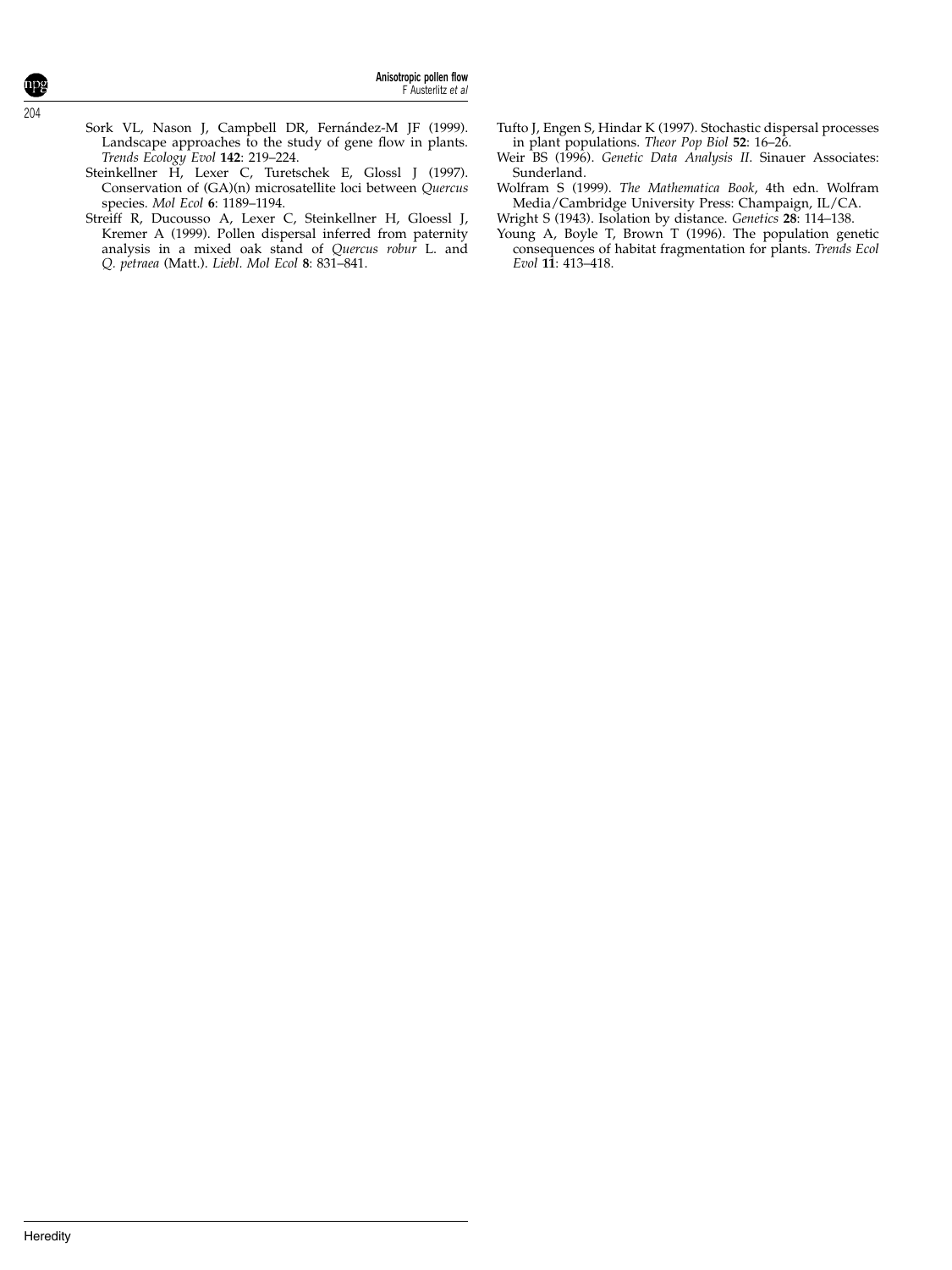Sork VL, Nason J, Campbell DR, Fernández-M JF (1999). Landscape approaches to the study of gene flow in plants. *Trends Ecology Evol* **142**: 219–224.

Steinkellner H, Lexer C, Turetschek E, Glossl J (1997). Conservation of (GA)(n) microsatellite loci between *Quercus* species. *Mol Ecol* **6**: 1189–1194.

Streiff R, Ducousso A, Lexer C, Steinkellner H, Gloessl J, Kremer A (1999). Pollen dispersal inferred from paternity analysis in a mixed oak stand of *Quercus robur* L. and *Q. petraea* (Matt.). *Liebl. Mol Ecol* **8**: 831–841.

Tufto J, Engen S, Hindar K (1997). Stochastic dispersal processes in plant populations. *Theor Pop Biol* **52**: 16–26.

Weir BS (1996). *Genetic Data Analysis II*. Sinauer Associates: Sunderland.

Wolfram S (1999). *The Mathematica Book*, 4th edn. Wolfram Media/Cambridge University Press: Champaign, IL/CA.

Wright S (1943). Isolation by distance. *Genetics* **28**: 114–138.

Young A, Boyle T, Brown T (1996). The population genetic consequences of habitat fragmentation for plants. *Trends Ecol Evol* **11**: 413–418.